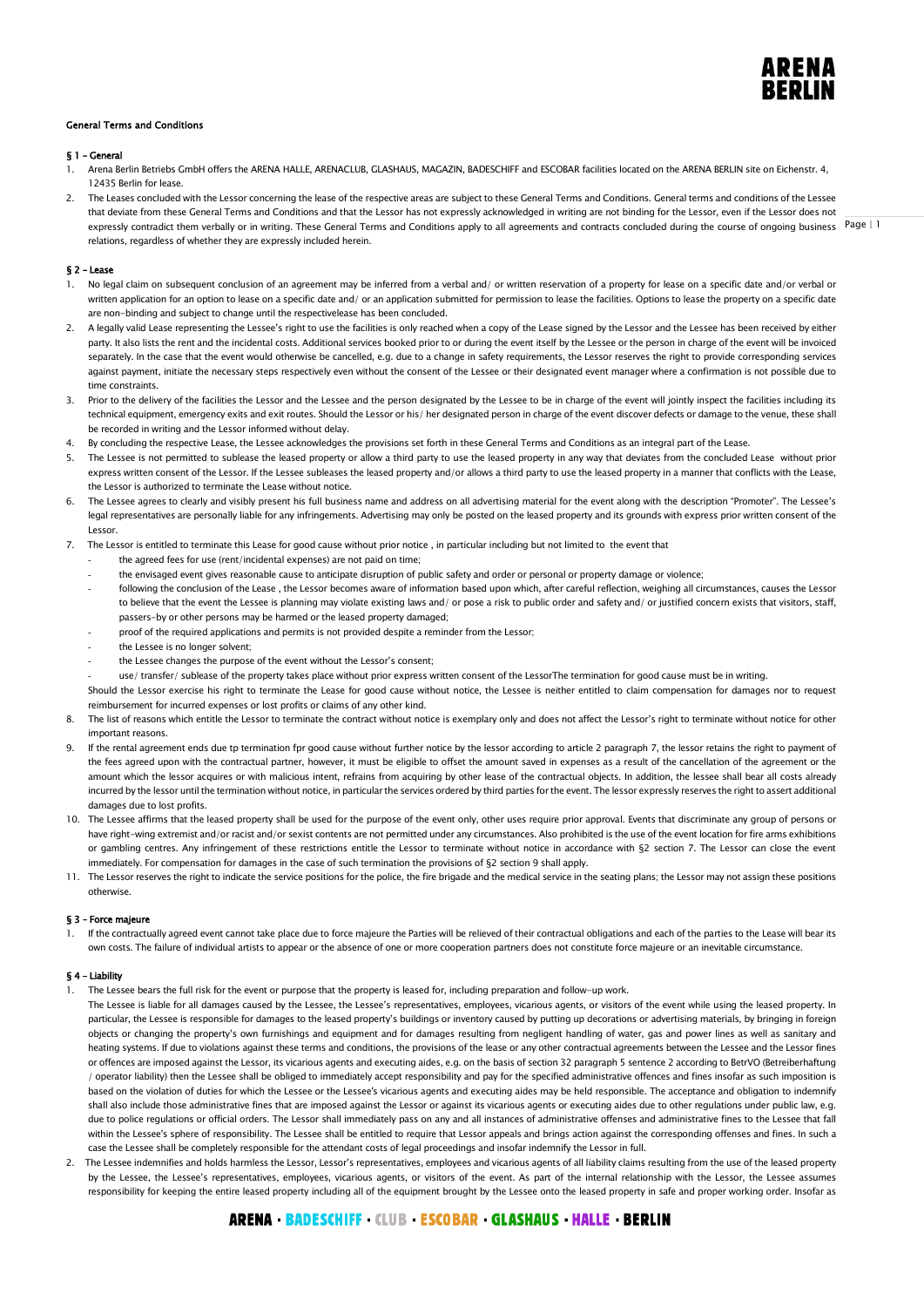**General Terms and Conditions**

**§ 1 – General**

1. Arena Berlin Betriebs GmbH offers the ARENA HALLE, ARENACLUB, GLASHAUS, MAGAZIN, BADESCHIFF and ESCOBAR facilities located on the ARENA BERLIN site on Eichenstr. 4, 12435 Berlin for lease.
2. The Leases concluded with the Lessor concerning the lease of the respective areas are subject to these General Terms and Conditions. General terms and conditions of the Lessee that deviate from these General Terms and Conditions and that the Lessor has not expressly acknowledged in writing are not binding for the Lessor, even if the Lessor does not expressly contradict them verbally or in writing. These General Terms and Conditions apply to all agreements and contracts concluded during the course of ongoing business relations, regardless of whether they are expressly included herein.

**§ 2 – Lease**

1. No legal claim on subsequent conclusion of an agreement may be inferred from a verbal and/ or written reservation of a property for lease on a specific date and/or verbal or written application for an option to lease on a specific date and/ or an application submitted for permission to lease the facilities. Options to lease the property on a specific date are non-binding and subject to change until the respectivelease has been concluded.
2. A legally valid Lease representing the Lessee's right to use the facilities is only reached when a copy of the Lease signed by the Lessor and the Lessee has been received by either party. It also lists the rent and the incidental costs. Additional services booked prior to or during the event itself by the Lessee or the person in charge of the event will be invoiced separately. In the case that the event would otherwise be cancelled, e.g. due to a change in safety requirements, the Lessor reserves the right to provide corresponding services against payment, initiate the necessary steps respectively even without the consent of the Lessee or their designated event manager where a confirmation is not possible due to time constraints.
3. Prior to the delivery of the facilities the Lessor and the Lessee and the person designated by the Lessee to be in charge of the event will jointly inspect the facilities including its technical equipment, emergency exits and exit routes. Should the Lessor or his/ her designated person in charge of the event discover defects or damage to the venue, these shall be recorded in writing and the Lessor informed without delay.
4. By concluding the respective Lease, the Lessee acknowledges the provisions set forth in these General Terms and Conditions as an integral part of the Lease.
5. The Lessee is not permitted to sublease the leased property or allow a third party to use the leased property in any way that deviates from the concluded Lease without prior express written consent of the Lessor. If the Lessee subleases the leased property and/or allows a third party to use the leased property in a manner that conflicts with the Lease, the Lessor is authorized to terminate the Lease without notice.
6. The Lessee agrees to clearly and visibly present his full business name and address on all advertising material for the event along with the description "Promoter". The Lessee's legal representatives are personally liable for any infringements. Advertising may only be posted on the leased property and its grounds with express prior written consent of the Lessor.
7. The Lessor is entitled to terminate this Lease for good cause without prior notice , in particular including but not limited to the event that
   - the agreed fees for use (rent/incidental expenses) are not paid on time;
   - the envisaged event gives reasonable cause to anticipate disruption of public safety and order or personal or property damage or violence;
   - following the conclusion of the Lease , the Lessor becomes aware of information based upon which, after careful reflection, weighing all circumstances, causes the Lessor to believe that the event the Lessee is planning may violate existing laws and/ or pose a risk to public order and safety and/ or justified concern exists that visitors, staff, passers-by or other persons may be harmed or the leased property damaged;
   - proof of the required applications and permits is not provided despite a reminder from the Lessor;
   - the Lessee is no longer solvent;
   - the Lessee changes the purpose of the event without the Lessor's consent;
   - use/ transfer/ sublease of the property takes place without prior express written consent of the LessorThe termination for good cause must be in writing.

   Should the Lessor exercise his right to terminate the Lease for good cause without notice, the Lessee is neither entitled to claim compensation for damages nor to request reimbursement for incurred expenses or lost profits or claims of any other kind.
8. The list of reasons which entitle the Lessor to terminate the contract without notice is exemplary only and does not affect the Lessor's right to terminate without notice for other important reasons.
9. If the rental agreement ends due tp termination fpr good cause without further notice by the lessor according to article 2 paragraph 7, the lessor retains the right to payment of the fees agreed upon with the contractual partner, however, it must be eligible to offset the amount saved in expenses as a result of the cancellation of the agreement or the amount which the lessor acquires or with malicious intent, refrains from acquiring by other lease of the contractual objects. In addition, the lessee shall bear all costs already incurred by the lessor until the termination without notice, in particular the services ordered by third parties for the event. The lessor expressly reserves the right to assert additional damages due to lost profits.
10. The Lessee affirms that the leased property shall be used for the purpose of the event only, other uses require prior approval. Events that discriminate any group of persons or have right-wing extremist and/or racist and/or sexist contents are not permitted under any circumstances. Also prohibited is the use of the event location for fire arms exhibitions or gambling centres. Any infringement of these restrictions entitle the Lessor to terminate without notice in accordance with §2 section 7. The Lessor can close the event immediately. For compensation for damages in the case of such termination the provisions of §2 section 9 shall apply.
11. The Lessor reserves the right to indicate the service positions for the police, the fire brigade and the medical service in the seating plans; the Lessor may not assign these positions otherwise.

**§ 3 – Force majeure**

1. If the contractually agreed event cannot take place due to force majeure the Parties will be relieved of their contractual obligations and each of the parties to the Lease will bear its own costs. The failure of individual artists to appear or the absence of one or more cooperation partners does not constitute force majeure or an inevitable circumstance.

**§ 4 – Liability**

1. The Lessee bears the full risk for the event or purpose that the property is leased for, including preparation and follow-up work.

   The Lessee is liable for all damages caused by the Lessee, the Lessee's representatives, employees, vicarious agents, or visitors of the event while using the leased property. In particular, the Lessee is responsible for damages to the leased property's buildings or inventory caused by putting up decorations or advertising materials, by bringing in foreign objects or changing the property's own furnishings and equipment and for damages resulting from negligent handling of water, gas and power lines as well as sanitary and heating systems. If due to violations against these terms and conditions, the provisions of the lease or any other contractual agreements between the Lessee and the Lessor fines or offences are imposed against the Lessor, its vicarious agents and executing aides, e.g. on the basis of section 32 paragraph 5 sentence 2 according to BetrVO (Betreiberhaftung / operator liability) then the Lessee shall be obliged to immediately accept responsibility and pay for the specified administrative offences and fines insofar as such imposition is based on the violation of duties for which the Lessee or the Lessee's vicarious agents and executing aides may be held responsible. The acceptance and obligation to indemnify shall also include those administrative fines that are imposed against the Lessor or against its vicarious agents or executing aides due to other regulations under public law, e.g. due to police regulations or official orders. The Lessor shall immediately pass on any and all instances of administrative offenses and administrative fines to the Lessee that fall within the Lessee's sphere of responsibility. The Lessee shall be entitled to require that Lessor appeals and brings action against the corresponding offenses and fines. In such a case the Lessee shall be completely responsible for the attendant costs of legal proceedings and insofar indemnify the Lessor in full.
2. The Lessee indemnifies and holds harmless the Lessor, Lessor's representatives, employees and vicarious agents of all liability claims resulting from the use of the leased property by the Lessee, the Lessee's representatives, employees, vicarious agents, or visitors of the event. As part of the internal relationship with the Lessor, the Lessee assumes responsibility for keeping the entire leased property including all of the equipment brought by the Lessee onto the leased property in safe and proper working order. Insofar as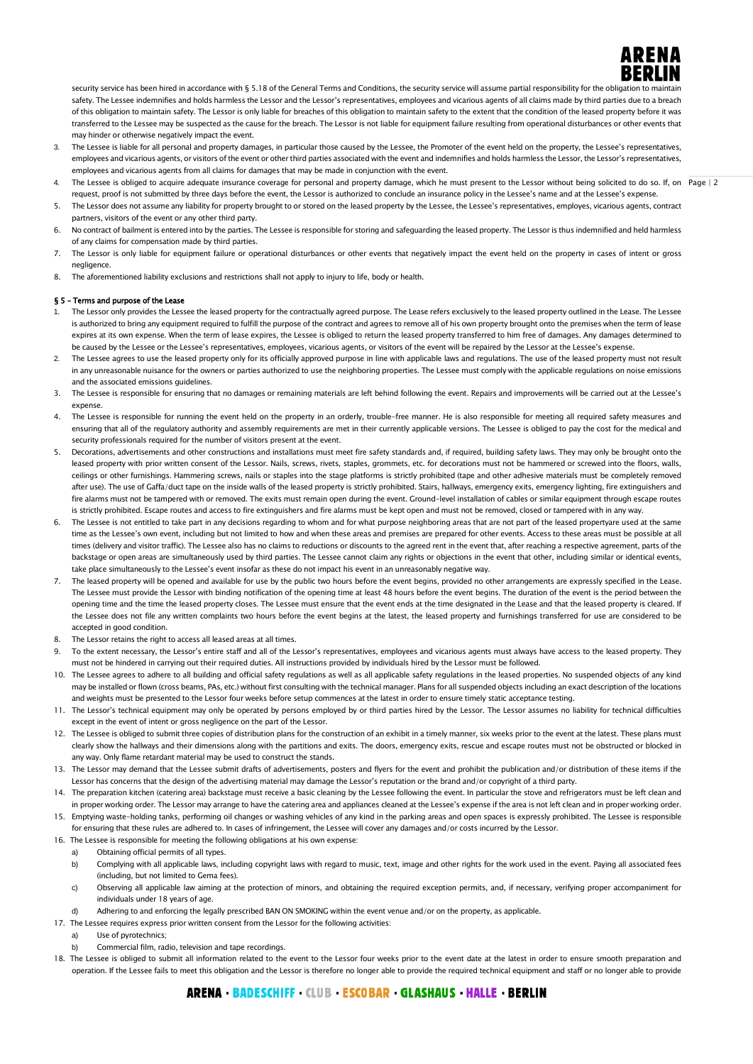security service has been hired in accordance with § 5.18 of the General Terms and Conditions, the security service will assume partial responsibility for the obligation to maintain safety. The Lessee indemnifies and holds harmless the Lessor and the Lessor's representatives, employees and vicarious agents of all claims made by third parties due to a breach of this obligation to maintain safety. The Lessor is only liable for breaches of this obligation to maintain safety to the extent that the condition of the leased property before it was transferred to the Lessee may be suspected as the cause for the breach. The Lessor is not liable for equipment failure resulting from operational disturbances or other events that may hinder or otherwise negatively impact the event.

3. The Lessee is liable for all personal and property damages, in particular those caused by the Lessee, the Promoter of the event held on the property, the Lessee's representatives, employees and vicarious agents, or visitors of the event or other third parties associated with the event and indemnifies and holds harmless the Lessor, the Lessor's representatives, employees and vicarious agents from all claims for damages that may be made in conjunction with the event.
4. The Lessee is obliged to acquire adequate insurance coverage for personal and property damage, which he must present to the Lessor without being solicited to do so. If, on request, proof is not submitted by three days before the event, the Lessor is authorized to conclude an insurance policy in the Lessee's name and at the Lessee's expense.
5. The Lessor does not assume any liability for property brought to or stored on the leased property by the Lessee, the Lessee's representatives, employs, vicarious agents, contract partners, visitors of the event or any other third party.
6. No contract of bailment is entered into by the parties. The Lessee is responsible for storing and safeguarding the leased property. The Lessor is thus indemnified and held harmless of any claims for compensation made by third parties.
7. The Lessor is only liable for equipment failure or operational disturbances or other events that negatively impact the event held on the property in cases of intent or gross negligence.
8. The aforementioned liability exclusions and restrictions shall not apply to injury to life, body or health.

## § 5 – Terms and purpose of the Lease

1. The Lessor only provides the Lessee the leased property for the contractually agreed purpose. The Lease refers exclusively to the leased property outlined in the Lease. The Lessee is authorized to bring any equipment required to fulfill the purpose of the contract and agrees to remove all of his own property brought onto the premises when the term of lease expires at its own expense. When the term of lease expires, the Lessee is obliged to return the leased property transferred to him free of damages. Any damages determined to be caused by the Lessee or the Lessee's representatives, employees, vicarious agents, or visitors of the event will be repaired by the Lessor at the Lessee's expense.
2. The Lessee agrees to use the leased property only for its officially approved purpose in line with applicable laws and regulations. The use of the leased property must not result in any unreasonable nuisance for the owners or parties authorized to use the neighboring properties. The Lessee must comply with the applicable regulations on noise emissions and the associated emissions guidelines.
3. The Lessee is responsible for ensuring that no damages or remaining materials are left behind following the event. Repairs and improvements will be carried out at the Lessee's expense.
4. The Lessee is responsible for running the event held on the property in an orderly, trouble-free manner. He is also responsible for meeting all required safety measures and ensuring that all of the regulatory authority and assembly requirements are met in their currently applicable versions. The Lessee is obliged to pay the cost for the medical and security professionals required for the number of visitors present at the event.
5. Decorations, advertisements and other constructions and installations must meet fire safety standards and, if required, building safety laws. They may only be brought onto the leased property with prior written consent of the Lessor. Nails, screws, rivets, staples, grommets, etc. for decorations must not be hammered or screwed into the floors, walls, ceilings or other furnishings. Hammering screws, nails or staples into the stage platforms is strictly prohibited (tape and other adhesive materials must be completely removed after use). The use of Gaffa/duct tape on the inside walls of the leased property is strictly prohibited. Stairs, hallways, emergency exits, emergency lighting, fire extinguishers and fire alarms must not be tampered with or removed. The exits must remain open during the event. Ground-level installation of cables or similar equipment through escape routes is strictly prohibited. Escape routes and access to fire extinguishers and fire alarms must be kept open and must not be removed, closed or tampered with in any way.
6. The Lessee is not entitled to take part in any decisions regarding to whom and for what purpose neighboring areas that are not part of the leased propertyare used at the same time as the Lessee's own event, including but not limited to how and when these areas and premises are prepared for other events. Access to these areas must be possible at all times (delivery and visitor traffic). The Lessee also has no claims to reductions or discounts to the agreed rent in the event that, after reaching a respective agreement, parts of the backstage or open areas are simultaneously used by third parties. The Lessee cannot claim any rights or objections in the event that other, including similar or identical events, take place simultaneously to the Lessee's event insofar as these do not impact his event in an unreasonably negative way.
7. The leased property will be opened and available for use by the public two hours before the event begins, provided no other arrangements are expressly specified in the Lease. The Lessee must provide the Lessor with binding notification of the opening time at least 48 hours before the event begins. The duration of the event is the period between the opening time and the time the leased property closes. The Lessee must ensure that the event ends at the time designated in the Lease and that the leased property is cleared. If the Lessee does not file any written complaints two hours before the event begins at the latest, the leased property and furnishings transferred for use are considered to be accepted in good condition.
8. The Lessor retains the right to access all leased areas at all times.
9. To the extent necessary, the Lessor's entire staff and all of the Lessor's representatives, employees and vicarious agents must always have access to the leased property. They must not be hindered in carrying out their required duties. All instructions provided by individuals hired by the Lessor must be followed.
10. The Lessee agrees to adhere to all building and official safety regulations as well as all applicable safety regulations in the leased properties. No suspended objects of any kind may be installed or flown (cross beams, PAs, etc.) without first consulting with the technical manager. Plans for all suspended objects including an exact description of the locations and weights must be presented to the Lessor four weeks before setup commences at the latest in order to ensure timely static acceptance testing.
11. The Lessor's technical equipment may only be operated by persons employed by or third parties hired by the Lessor. The Lessor assumes no liability for technical difficulties except in the event of intent or gross negligence on the part of the Lessor.
12. The Lessee is obliged to submit three copies of distribution plans for the construction of an exhibit in a timely manner, six weeks prior to the event at the latest. These plans must clearly show the hallways and their dimensions along with the partitions and exits. The doors, emergency exits, rescue and escape routes must not be obstructed or blocked in any way. Only flame retardant material may be used to construct the stands.
13. The Lessor may demand that the Lessee submit drafts of advertisements, posters and flyers for the event and prohibit the publication and/or distribution of these items if the Lessor has concerns that the design of the advertising material may damage the Lessor's reputation or the brand and/or copyright of a third party.
14. The preparation kitchen (catering area) backstage must receive a basic cleaning by the Lessee following the event. In particular the stove and refrigerators must be left clean and in proper working order. The Lessor may arrange to have the catering area and appliances cleaned at the Lessee's expense if the area is not left clean and in proper working order.
15. Emptying waste-holding tanks, performing oil changes or washing vehicles of any kind in the parking areas and open spaces is expressly prohibited. The Lessee is responsible for ensuring that these rules are adhered to. In cases of infringement, the Lessee will cover any damages and/or costs incurred by the Lessor.
16. The Lessee is responsible for meeting the following obligations at his own expense:
    a) Obtaining official permits of all types.
    b) Complying with all applicable laws, including copyright laws with regard to music, text, image and other rights for the work used in the event. Paying all associated fees (including, but not limited to Gema fees).
    c) Observing all applicable law aiming at the protection of minors, and obtaining the required exception permits, and, if necessary, verifying proper accompaniment for individuals under 18 years of age.
    d) Adhering to and enforcing the legally prescribed BAN ON SMOKING within the event venue and/or on the property, as applicable.
17. The Lessee requires express prior written consent from the Lessor for the following activities:
    a) Use of pyrotechnics;
    b) Commercial film, radio, television and tape recordings.
18. The Lessee is obliged to submit all information related to the event to the Lessor four weeks prior to the event date at the latest in order to ensure smooth preparation and operation. If the Lessee fails to meet this obligation and the Lessor is therefore no longer able to provide the required technical equipment and staff or no longer able to provide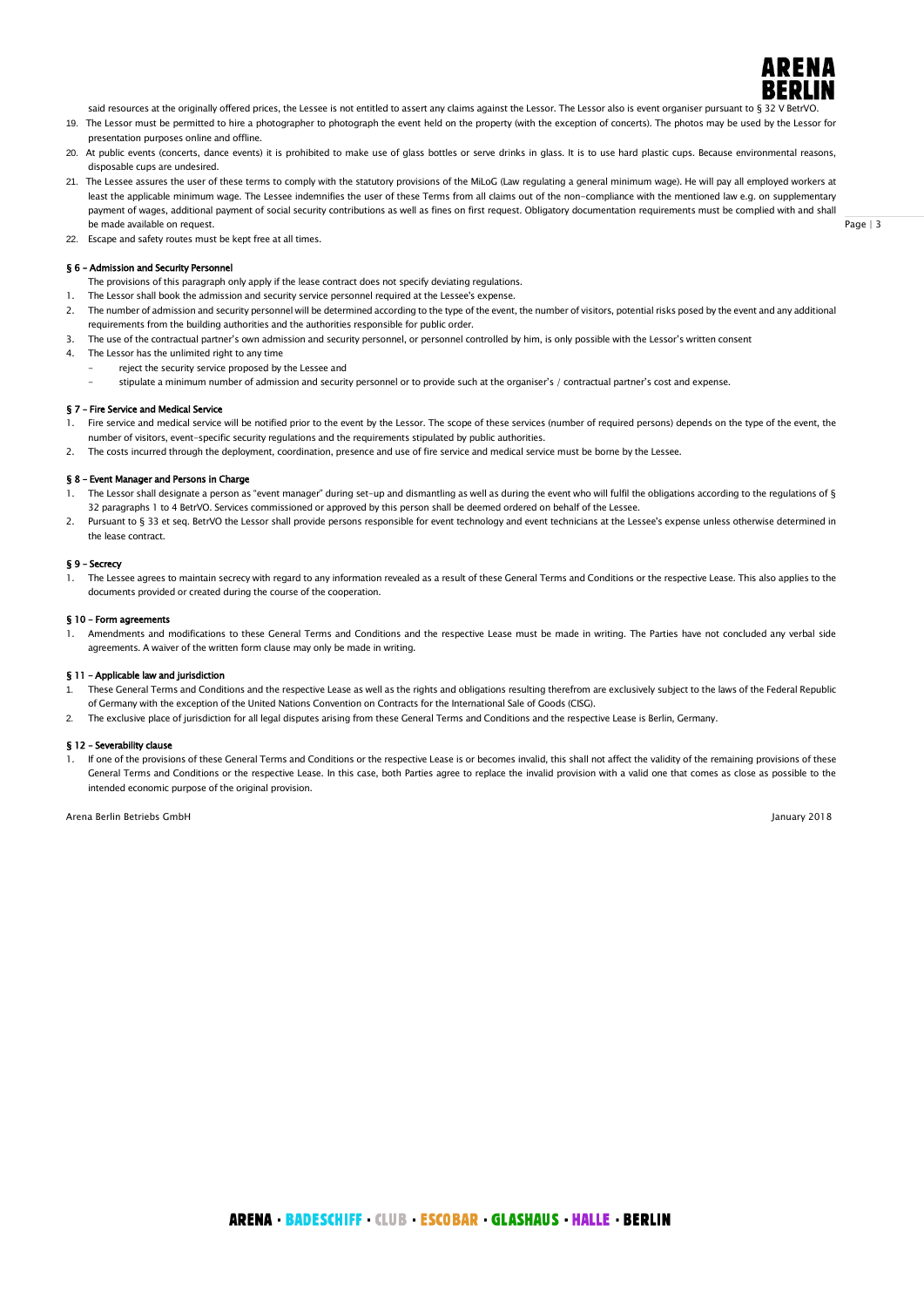said resources at the originally offered prices, the Lessee is not entitled to assert any claims against the Lessor. The Lessor also is event organiser pursuant to § 32 V BetrVO.

19. The Lessor must be permitted to hire a photographer to photograph the event held on the property (with the exception of concerts). The photos may be used by the Lessor for presentation purposes online and offline.
20. At public events (concerts, dance events) it is prohibited to make use of glass bottles or serve drinks in glass. It is to use hard plastic cups. Because environmental reasons, disposable cups are undesired.
21. The Lessee assures the user of these terms to comply with the statutory provisions of the MiLoG (Law regulating a general minimum wage). He will pay all employed workers at least the applicable minimum wage. The Lessee indemnifies the user of these Terms from all claims out of the non-compliance with the mentioned law e.g. on supplementary payment of wages, additional payment of social security contributions as well as fines on first request. Obligatory documentation requirements must be complied with and shall be made available on request.
22. Escape and safety routes must be kept free at all times.

**§ 6 – Admission and Security Personnel**

The provisions of this paragraph only apply if the lease contract does not specify deviating regulations.

1. The Lessor shall book the admission and security service personnel required at the Lessee's expense.
2. The number of admission and security personnel will be determined according to the type of the event, the number of visitors, potential risks posed by the event and any additional requirements from the building authorities and the authorities responsible for public order.
3. The use of the contractual partner's own admission and security personnel, or personnel controlled by him, is only possible with the Lessor's written consent
4. The Lessor has the unlimited right to any time
   - reject the security service proposed by the Lessee and
   - stipulate a minimum number of admission and security personnel or to provide such at the organiser's / contractual partner's cost and expense.

**§ 7 – Fire Service and Medical Service**

1. Fire service and medical service will be notified prior to the event by the Lessor. The scope of these services (number of required persons) depends on the type of the event, the number of visitors, event-specific security regulations and the requirements stipulated by public authorities.
2. The costs incurred through the deployment, coordination, presence and use of fire service and medical service must be borne by the Lessee.

**§ 8 – Event Manager and Persons in Charge**

1. The Lessor shall designate a person as "event manager" during set-up and dismantling as well as during the event who will fulfil the obligations according to the regulations of § 32 paragraphs 1 to 4 BetrVO. Services commissioned or approved by this person shall be deemed ordered on behalf of the Lessee.
2. Pursuant to § 33 et seq. BetrVO the Lessor shall provide persons responsible for event technology and event technicians at the Lessee's expense unless otherwise determined in the lease contract.

**§ 9 – Secrecy**

1. The Lessee agrees to maintain secrecy with regard to any information revealed as a result of these General Terms and Conditions or the respective Lease. This also applies to the documents provided or created during the course of the cooperation.

**§ 10 – Form agreements**

1. Amendments and modifications to these General Terms and Conditions and the respective Lease must be made in writing. The Parties have not concluded any verbal side agreements. A waiver of the written form clause may only be made in writing.

**§ 11 – Applicable law and jurisdiction**

1. These General Terms and Conditions and the respective Lease as well as the rights and obligations resulting therefrom are exclusively subject to the laws of the Federal Republic of Germany with the exception of the United Nations Convention on Contracts for the International Sale of Goods (CISG).
2. The exclusive place of jurisdiction for all legal disputes arising from these General Terms and Conditions and the respective Lease is Berlin, Germany.

**§ 12 – Severability clause**

1. If one of the provisions of these General Terms and Conditions or the respective Lease is or becomes invalid, this shall not affect the validity of the remaining provisions of these General Terms and Conditions or the respective Lease. In this case, both Parties agree to replace the invalid provision with a valid one that comes as close as possible to the intended economic purpose of the original provision.

Arena Berlin Betriebs GmbH

January 2018